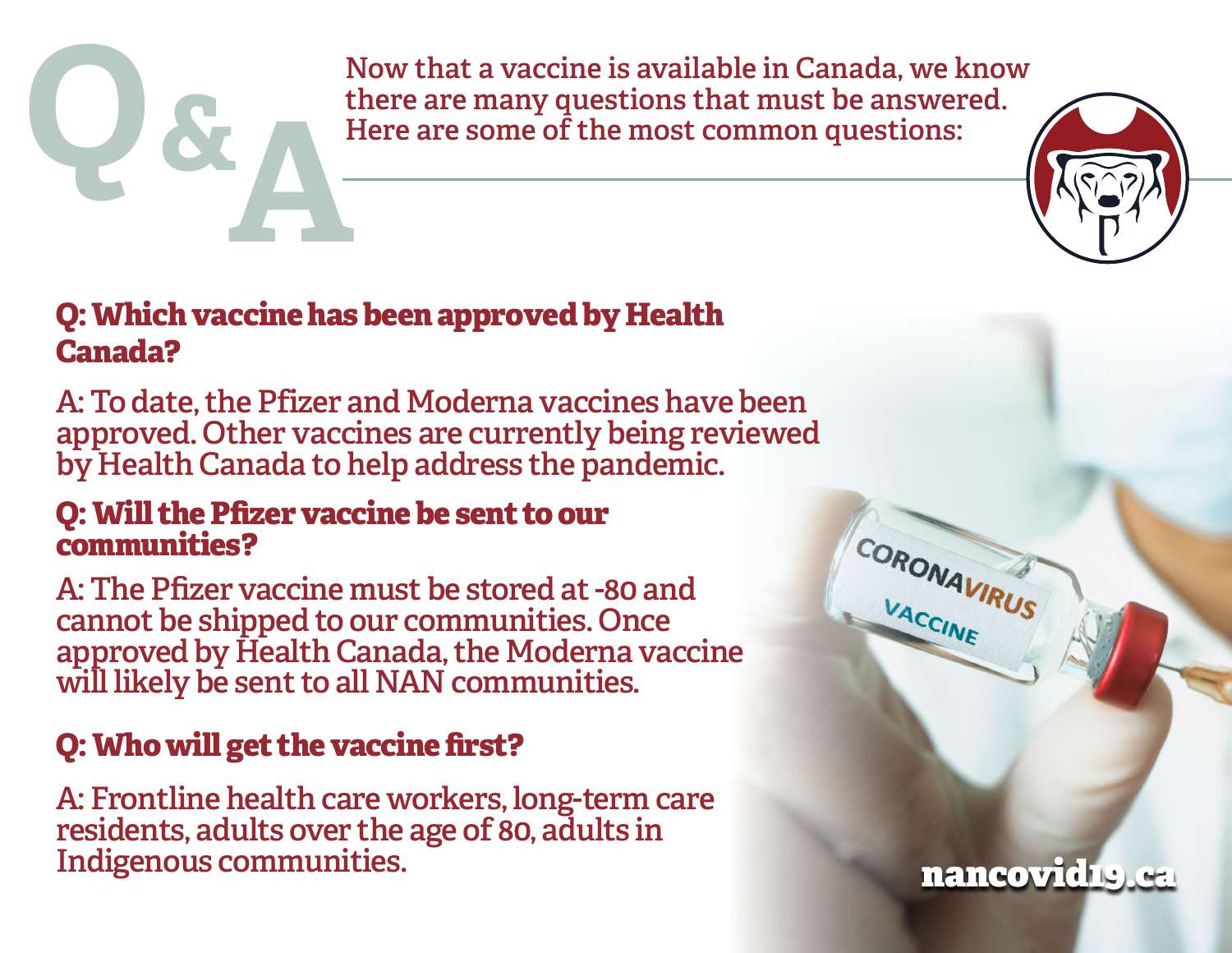# Q&A

Now that a vaccine is available in Canada, we know there are many questions that must be answered. Here are some of the most common questions:

## Q: Which vaccine has been approved by Health Canada?

A: To date, the Pfizer and Moderna vaccines have been approved. Other vaccines are currently being reviewed by Health Canada to help address the pandemic.

## Q: Will the Pfizer vaccine be sent to our communities?

A: The Pfizer vaccine must be stored at -80 and cannot be shipped to our communities. Once approved by Health Canada, the Moderna vaccine will likely be sent to all NAN communities.

## Q: Who will get the vaccine first?

A: Frontline health care workers, long-term care residents, adults over the age of 80, adults in Indigenous communities.

nancovid19.ca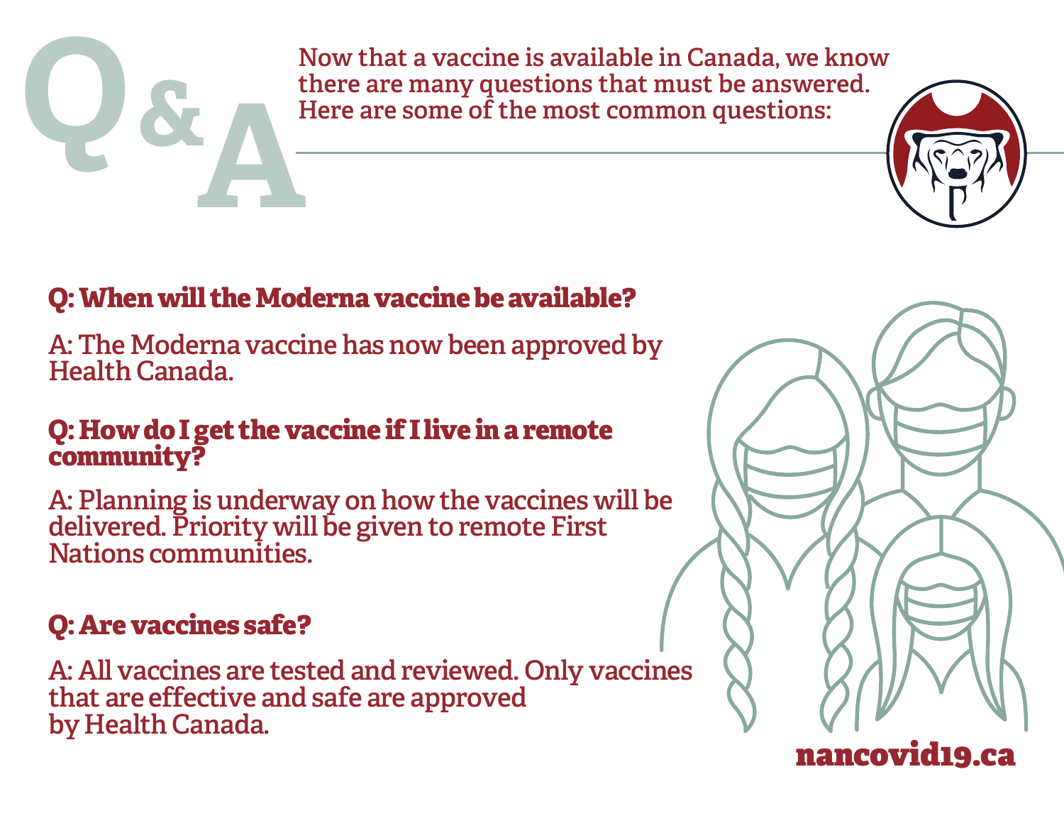# Q&A

Now that a vaccine is available in Canada, we know there are many questions that must be answered. Here are some of the most common questions:

**Q: When will the Moderna vaccine be available?**

A: The Moderna vaccine has now been approved by Health Canada.

**Q: How do I get the vaccine if I live in a remote community?**

A: Planning is underway on how the vaccines will be delivered. Priority will be given to remote First Nations communities.

**Q: Are vaccines safe?**

A: All vaccines are tested and reviewed. Only vaccines that are effective and safe are approved by Health Canada.

**nancovid19.ca**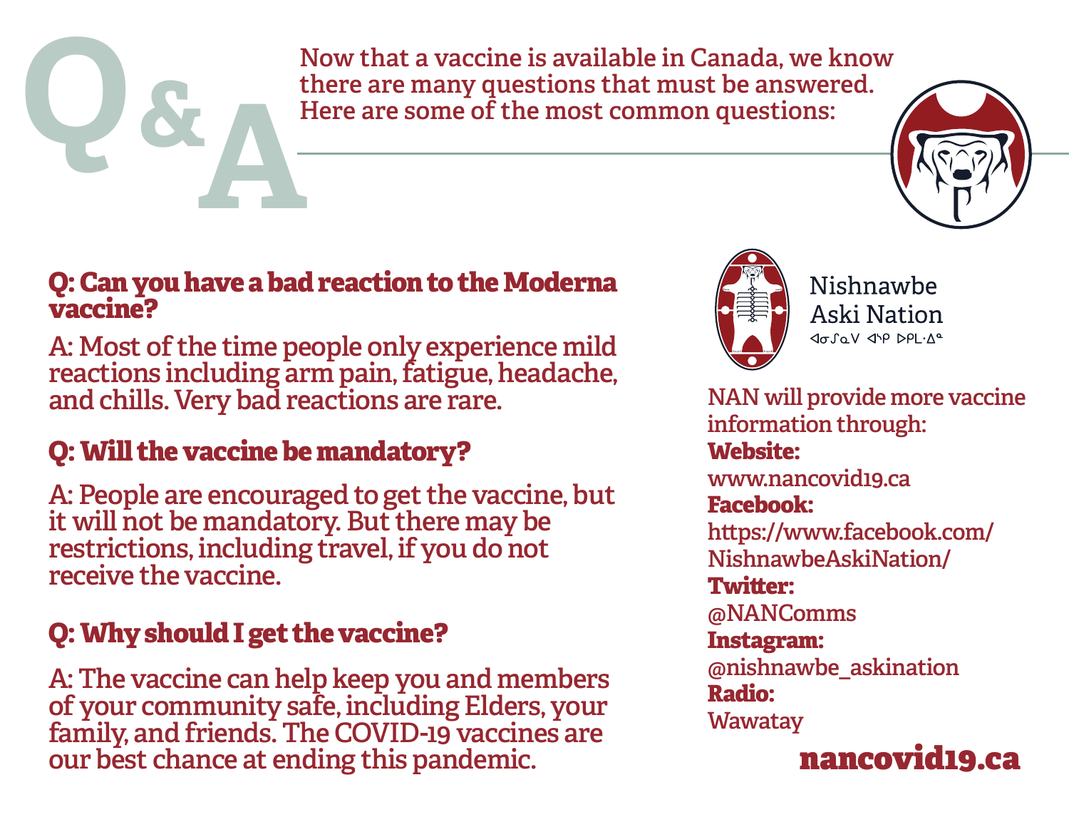# Q&A

Now that a vaccine is available in Canada, we know there are many questions that must be answered. Here are some of the most common questions:

**Q: Can you have a bad reaction to the Moderna vaccine?**

A: Most of the time people only experience mild reactions including arm pain, fatigue, headache, and chills. Very bad reactions are rare.

**Q: Will the vaccine be mandatory?**

A: People are encouraged to get the vaccine, but it will not be mandatory. But there may be restrictions, including travel, if you do not receive the vaccine.

**Q: Why should I get the vaccine?**

A: The vaccine can help keep you and members of your community safe, including Elders, your family, and friends. The COVID-19 vaccines are our best chance at ending this pandemic.

Nishnawbe Aski Nation
ᐊᓂᔑᓇᐯ ᐊᔅᑭ ᐅᒪᐠᐃᐣ

NAN will provide more vaccine information through:

**Website:**
www.nancovid19.ca

**Facebook:**
https://www.facebook.com/NishnawbeAskiNation/

**Twitter:**
@NANComms

**Instagram:**
@nishnawbe_askination

**Radio:**
Wawatay

**nancovid19.ca**